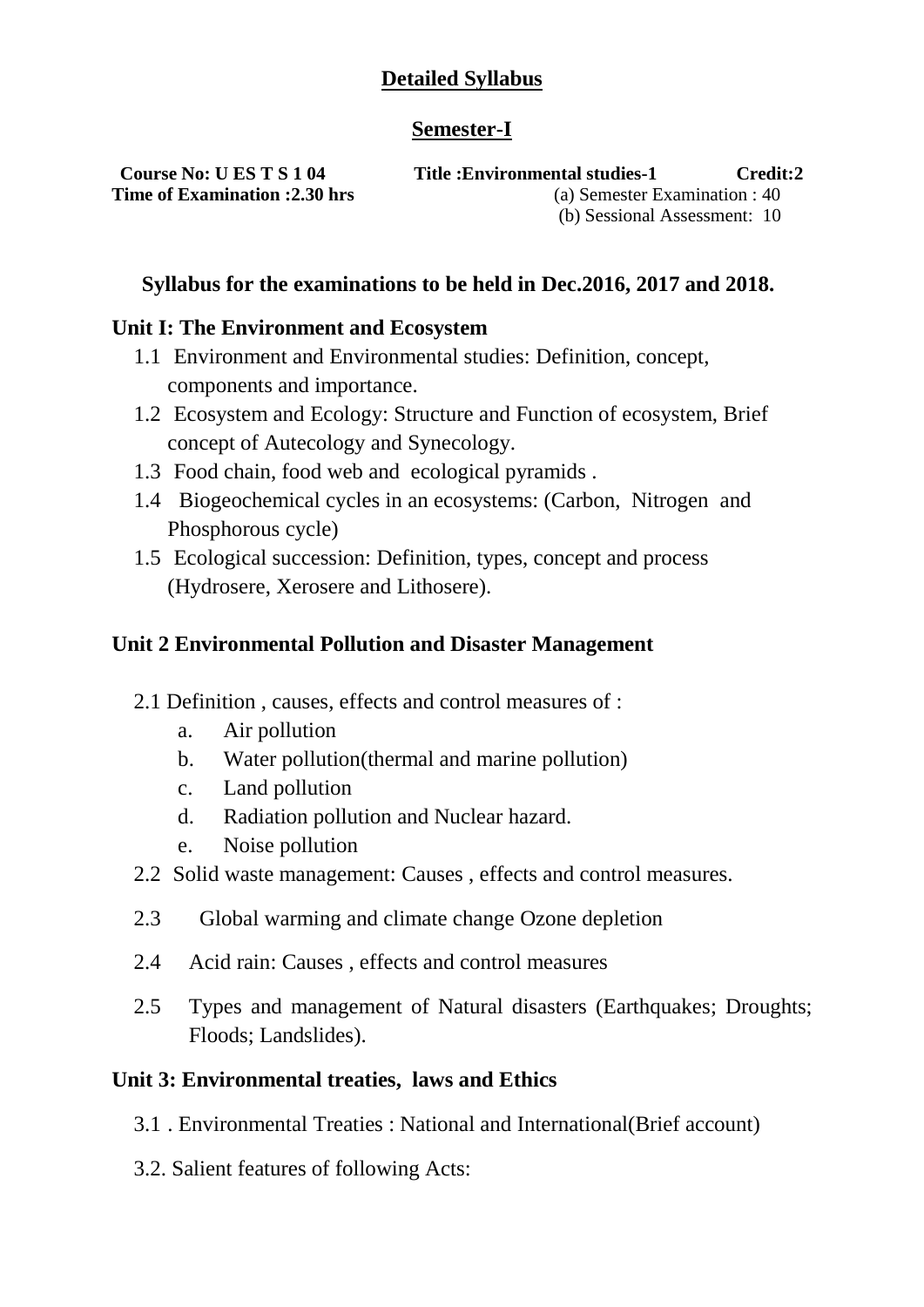# Detailed Syllabus

## Semester-I

**Course No: U ES T S 1 04** **Title :Environmental studies-1** **Credit:2**
**Time of Examination :2.30 hrs** (a) Semester Examination : 40
(b) Sessional Assessment: 10

### Syllabus for the examinations to be held in Dec.2016, 2017 and 2018.

### Unit I: The Environment and Ecosystem

1.1 Environment and Environmental studies: Definition, concept, components and importance.

1.2 Ecosystem and Ecology: Structure and Function of ecosystem, Brief concept of Autecology and Synecology.

1.3 Food chain, food web and ecological pyramids .

1.4 Biogeochemical cycles in an ecosystems: (Carbon, Nitrogen and Phosphorous cycle)

1.5 Ecological succession: Definition, types, concept and process (Hydrosere, Xerosere and Lithosere).

### Unit 2 Environmental Pollution and Disaster Management

2.1 Definition , causes, effects and control measures of :

a. Air pollution
b. Water pollution(thermal and marine pollution)
c. Land pollution
d. Radiation pollution and Nuclear hazard.
e. Noise pollution

2.2 Solid waste management: Causes , effects and control measures.

2.3 Global warming and climate change Ozone depletion

2.4 Acid rain: Causes , effects and control measures

2.5 Types and management of Natural disasters (Earthquakes; Droughts; Floods; Landslides).

### Unit 3: Environmental treaties, laws and Ethics

3.1 . Environmental Treaties : National and International(Brief account)

3.2. Salient features of following Acts: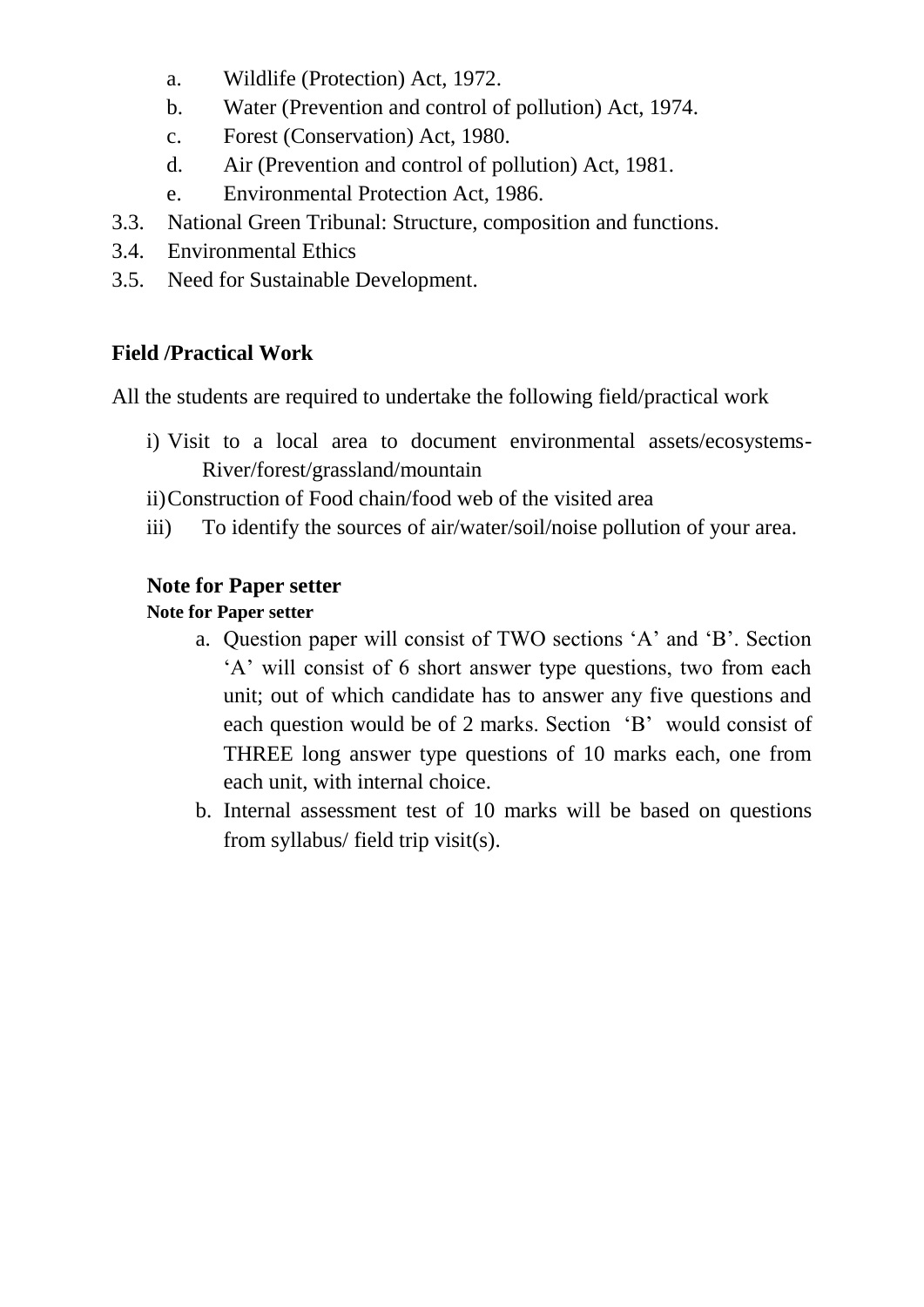a. Wildlife (Protection) Act, 1972.
b. Water (Prevention and control of pollution) Act, 1974.
c. Forest (Conservation) Act, 1980.
d. Air (Prevention and control of pollution) Act, 1981.
e. Environmental Protection Act, 1986.

3.3. National Green Tribunal: Structure, composition and functions.

3.4. Environmental Ethics

3.5. Need for Sustainable Development.

## Field /Practical Work

All the students are required to undertake the following field/practical work

i) Visit to a local area to document environmental assets/ecosystems- River/forest/grassland/mountain

ii) Construction of Food chain/food web of the visited area

iii) To identify the sources of air/water/soil/noise pollution of your area.

### Note for Paper setter

**Note for Paper setter**

a. Question paper will consist of TWO sections 'A' and 'B'. Section 'A' will consist of 6 short answer type questions, two from each unit; out of which candidate has to answer any five questions and each question would be of 2 marks. Section 'B' would consist of THREE long answer type questions of 10 marks each, one from each unit, with internal choice.

b. Internal assessment test of 10 marks will be based on questions from syllabus/ field trip visit(s).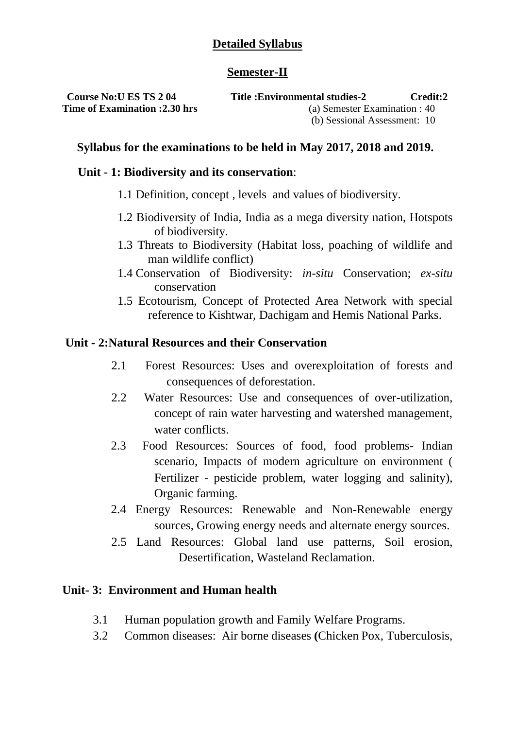## Detailed Syllabus

## Semester-II

**Course No:U ES TS 2 04** **Title :Environmental studies-2** **Credit:2**

**Time of Examination :2.30 hrs**

(a) Semester Examination : 40

(b) Sessional Assessment: 10

### Syllabus for the examinations to be held in May 2017, 2018 and 2019.

### Unit - 1: Biodiversity and its conservation:

1.1 Definition, concept , levels and values of biodiversity.

1.2 Biodiversity of India, India as a mega diversity nation, Hotspots of biodiversity.

1.3 Threats to Biodiversity (Habitat loss, poaching of wildlife and man wildlife conflict)

1.4 Conservation of Biodiversity: *in-situ* Conservation; *ex-situ* conservation

1.5 Ecotourism, Concept of Protected Area Network with special reference to Kishtwar, Dachigam and Hemis National Parks.

### Unit - 2:Natural Resources and their Conservation

2.1 Forest Resources: Uses and overexploitation of forests and consequences of deforestation.

2.2 Water Resources: Use and consequences of over-utilization, concept of rain water harvesting and watershed management, water conflicts.

2.3 Food Resources: Sources of food, food problems- Indian scenario, Impacts of modern agriculture on environment ( Fertilizer - pesticide problem, water logging and salinity), Organic farming.

2.4 Energy Resources: Renewable and Non-Renewable energy sources, Growing energy needs and alternate energy sources.

2.5 Land Resources: Global land use patterns, Soil erosion, Desertification, Wasteland Reclamation.

### Unit- 3: Environment and Human health

3.1 Human population growth and Family Welfare Programs.

3.2 Common diseases: Air borne diseases **(**Chicken Pox, Tuberculosis,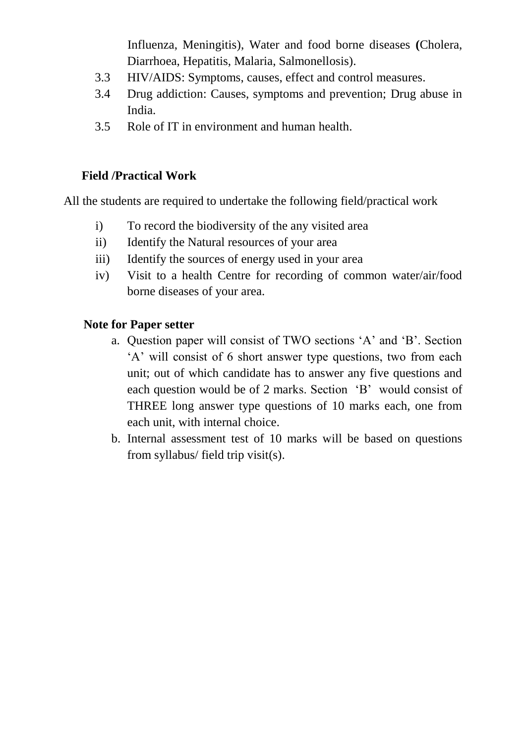Influenza, Meningitis), Water and food borne diseases (Cholera, Diarrhoea, Hepatitis, Malaria, Salmonellosis).

3.3 HIV/AIDS: Symptoms, causes, effect and control measures.

3.4 Drug addiction: Causes, symptoms and prevention; Drug abuse in India.

3.5 Role of IT in environment and human health.

**Field /Practical Work**

All the students are required to undertake the following field/practical work

i) To record the biodiversity of the any visited area
ii) Identify the Natural resources of your area
iii) Identify the sources of energy used in your area
iv) Visit to a health Centre for recording of common water/air/food borne diseases of your area.

**Note for Paper setter**

a. Question paper will consist of TWO sections 'A' and 'B'. Section 'A' will consist of 6 short answer type questions, two from each unit; out of which candidate has to answer any five questions and each question would be of 2 marks. Section 'B' would consist of THREE long answer type questions of 10 marks each, one from each unit, with internal choice.
b. Internal assessment test of 10 marks will be based on questions from syllabus/ field trip visit(s).